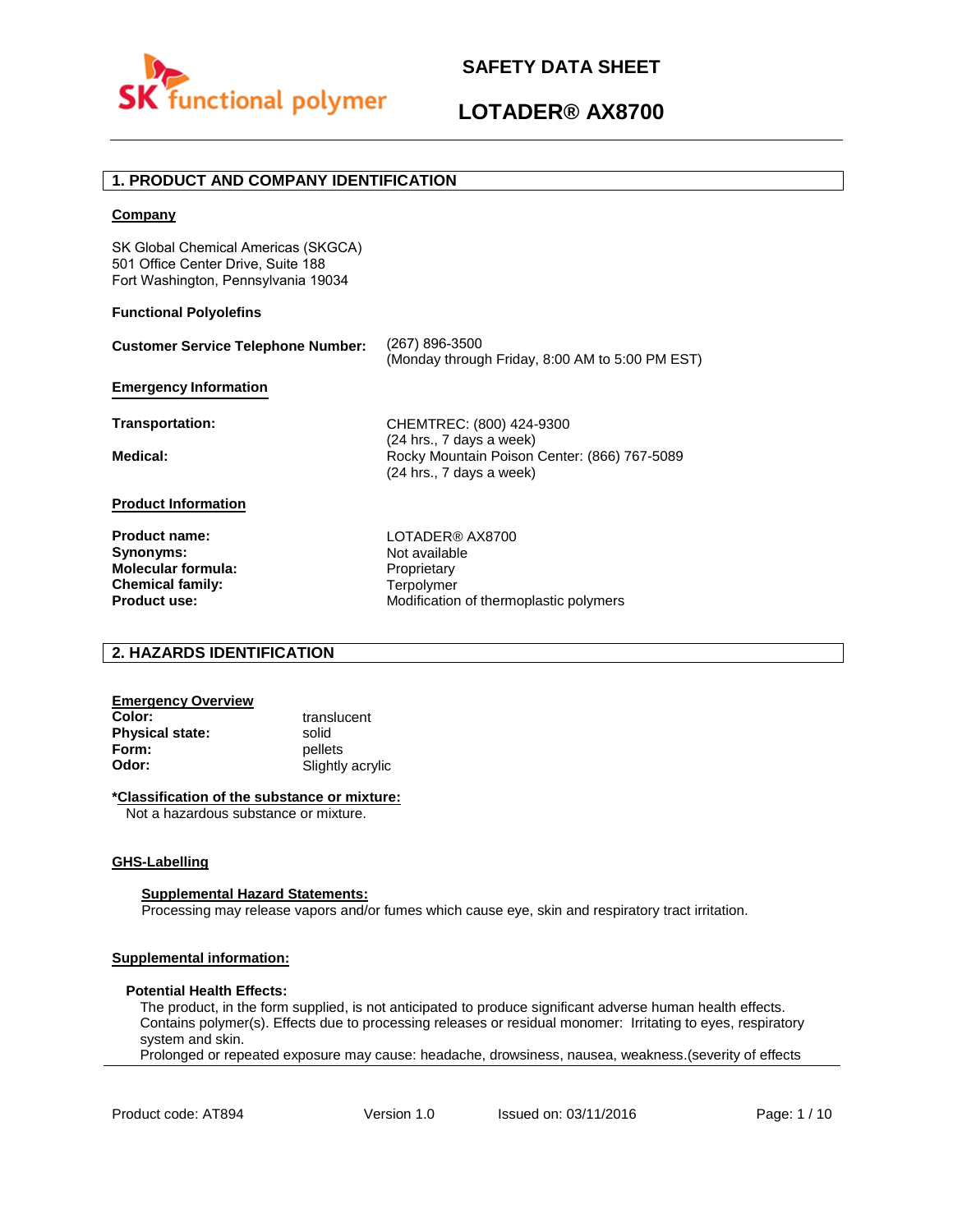# SAFETY DATA SHEET

# LOTADER® AX8700

## 1. PRODUCT AND COMPANY IDENTIFICATION

**Company**

SK Global Chemical Americas (SKGCA)
501 Office Center Drive, Suite 188
Fort Washington, Pennsylvania 19034

**Functional Polyolefins**

**Customer Service Telephone Number:** (267) 896-3500
(Monday through Friday, 8:00 AM to 5:00 PM EST)

**Emergency Information**

**Transportation:** CHEMTREC: (800) 424-9300
(24 hrs., 7 days a week)

**Medical:** Rocky Mountain Poison Center: (866) 767-5089
(24 hrs., 7 days a week)

**Product Information**

| | |
|---|---|
| **Product name:** | LOTADER® AX8700 |
| **Synonyms:** | Not available |
| **Molecular formula:** | Proprietary |
| **Chemical family:** | Terpolymer |
| **Product use:** | Modification of thermoplastic polymers |

## 2. HAZARDS IDENTIFICATION

**Emergency Overview**

| | |
|---|---|
| **Color:** | translucent |
| **Physical state:** | solid |
| **Form:** | pellets |
| **Odor:** | Slightly acrylic |

***Classification of the substance or mixture:**

Not a hazardous substance or mixture.

**GHS-Labelling**

**Supplemental Hazard Statements:**

Processing may release vapors and/or fumes which cause eye, skin and respiratory tract irritation.

**Supplemental information:**

**Potential Health Effects:**

The product, in the form supplied, is not anticipated to produce significant adverse human health effects. Contains polymer(s). Effects due to processing releases or residual monomer: Irritating to eyes, respiratory system and skin.
Prolonged or repeated exposure may cause: headache, drowsiness, nausea, weakness.(severity of effects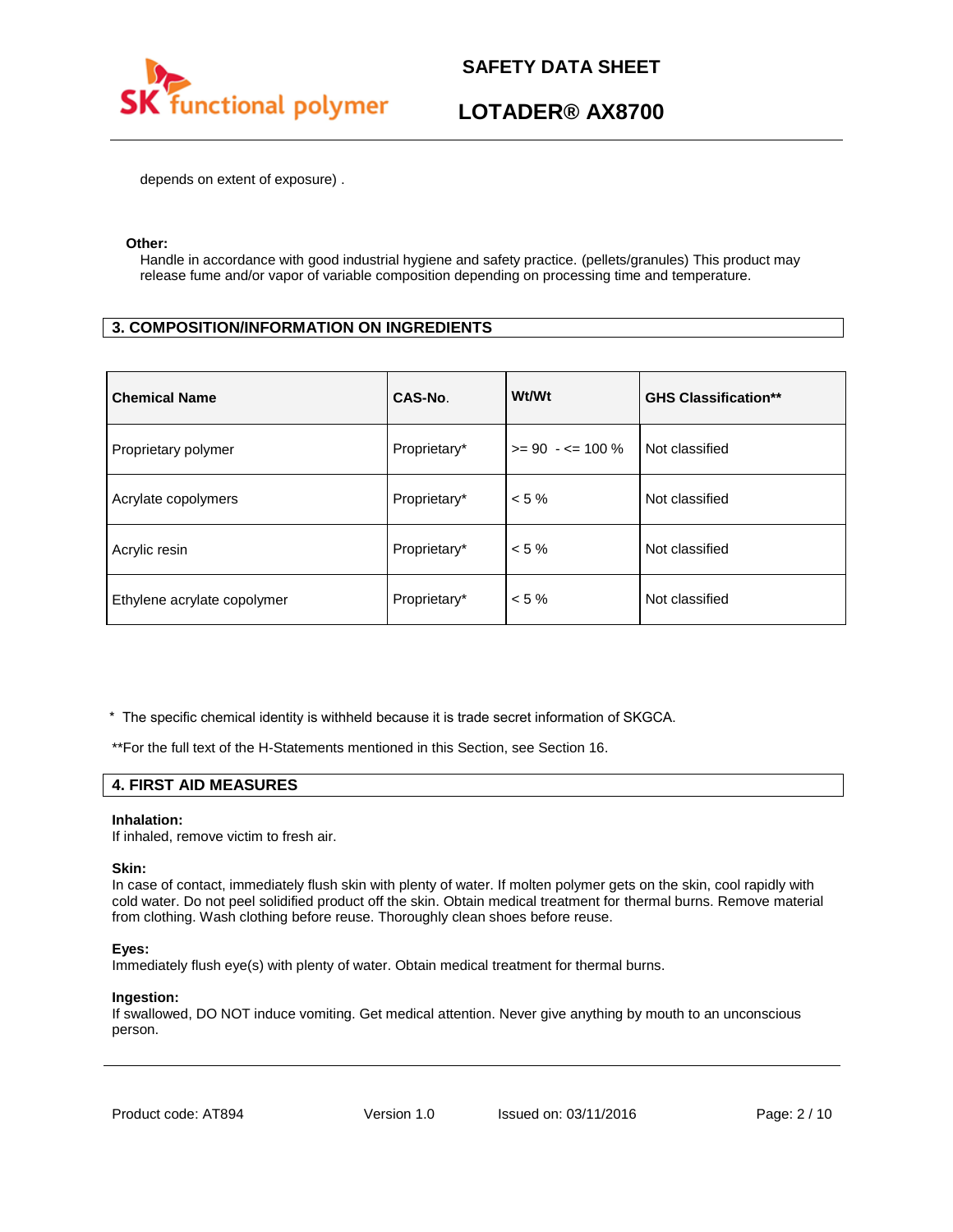depends on extent of exposure) .

**Other:**
Handle in accordance with good industrial hygiene and safety practice. (pellets/granules) This product may release fume and/or vapor of variable composition depending on processing time and temperature.

## 3. COMPOSITION/INFORMATION ON INGREDIENTS

| Chemical Name | CAS-No. | Wt/Wt | GHS Classification** |
|---|---|---|---|
| Proprietary polymer | Proprietary* | >= 90 - <= 100 % | Not classified |
| Acrylate copolymers | Proprietary* | < 5 % | Not classified |
| Acrylic resin | Proprietary* | < 5 % | Not classified |
| Ethylene acrylate copolymer | Proprietary* | < 5 % | Not classified |

* The specific chemical identity is withheld because it is trade secret information of SKGCA.

**For the full text of the H-Statements mentioned in this Section, see Section 16.

## 4. FIRST AID MEASURES

**Inhalation:**
If inhaled, remove victim to fresh air.

**Skin:**
In case of contact, immediately flush skin with plenty of water. If molten polymer gets on the skin, cool rapidly with cold water. Do not peel solidified product off the skin. Obtain medical treatment for thermal burns. Remove material from clothing. Wash clothing before reuse. Thoroughly clean shoes before reuse.

**Eyes:**
Immediately flush eye(s) with plenty of water. Obtain medical treatment for thermal burns.

**Ingestion:**
If swallowed, DO NOT induce vomiting. Get medical attention. Never give anything by mouth to an unconscious person.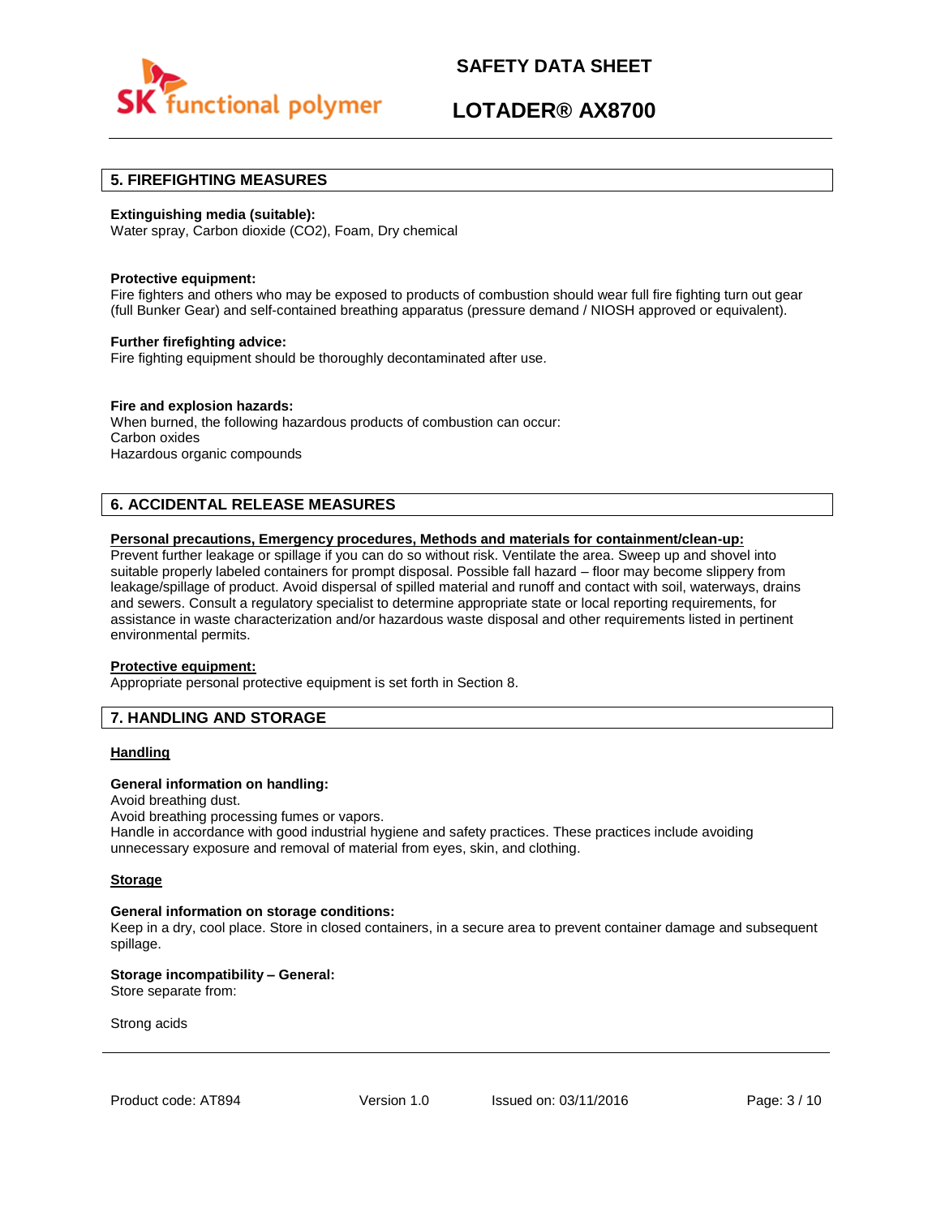## 5. FIREFIGHTING MEASURES

**Extinguishing media (suitable):**
Water spray, Carbon dioxide ($CO_2$), Foam, Dry chemical

**Protective equipment:**
Fire fighters and others who may be exposed to products of combustion should wear full fire fighting turn out gear (full Bunker Gear) and self-contained breathing apparatus (pressure demand / NIOSH approved or equivalent).

**Further firefighting advice:**
Fire fighting equipment should be thoroughly decontaminated after use.

**Fire and explosion hazards:**
When burned, the following hazardous products of combustion can occur:
Carbon oxides
Hazardous organic compounds

## 6. ACCIDENTAL RELEASE MEASURES

**Personal precautions, Emergency procedures, Methods and materials for containment/clean-up:**
Prevent further leakage or spillage if you can do so without risk. Ventilate the area. Sweep up and shovel into suitable properly labeled containers for prompt disposal. Possible fall hazard – floor may become slippery from leakage/spillage of product. Avoid dispersal of spilled material and runoff and contact with soil, waterways, drains and sewers. Consult a regulatory specialist to determine appropriate state or local reporting requirements, for assistance in waste characterization and/or hazardous waste disposal and other requirements listed in pertinent environmental permits.

**Protective equipment:**
Appropriate personal protective equipment is set forth in Section 8.

## 7. HANDLING AND STORAGE

**Handling**

**General information on handling:**
Avoid breathing dust.
Avoid breathing processing fumes or vapors.
Handle in accordance with good industrial hygiene and safety practices. These practices include avoiding unnecessary exposure and removal of material from eyes, skin, and clothing.

**Storage**

**General information on storage conditions:**
Keep in a dry, cool place. Store in closed containers, in a secure area to prevent container damage and subsequent spillage.

**Storage incompatibility – General:**
Store separate from:

Strong acids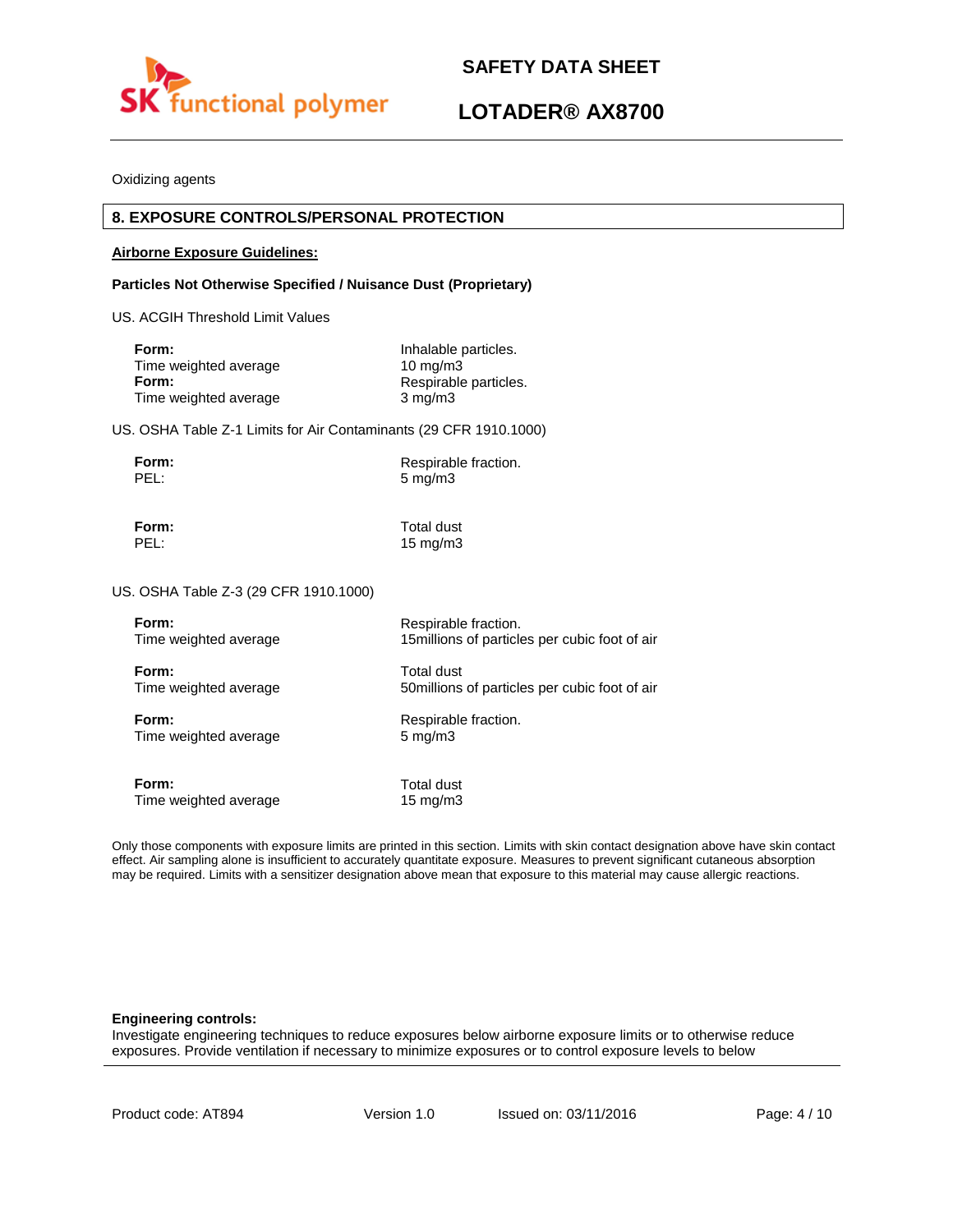Oxidizing agents

## 8. EXPOSURE CONTROLS/PERSONAL PROTECTION

**Airborne Exposure Guidelines:**

**Particles Not Otherwise Specified / Nuisance Dust (Proprietary)**

US. ACGIH Threshold Limit Values

| | |
|---|---|
| **Form:** | Inhalable particles. |
| Time weighted average | 10 mg/m3 |
| **Form:** | Respirable particles. |
| Time weighted average | 3 mg/m3 |

US. OSHA Table Z-1 Limits for Air Contaminants (29 CFR 1910.1000)

| | |
|---|---|
| **Form:** | Respirable fraction. |
| PEL: | 5 mg/m3 |
| **Form:** | Total dust |
| PEL: | 15 mg/m3 |

US. OSHA Table Z-3 (29 CFR 1910.1000)

| | |
|---|---|
| **Form:** | Respirable fraction. |
| Time weighted average | 15millions of particles per cubic foot of air |
| **Form:** | Total dust |
| Time weighted average | 50millions of particles per cubic foot of air |
| **Form:** | Respirable fraction. |
| Time weighted average | 5 mg/m3 |
| **Form:** | Total dust |
| Time weighted average | 15 mg/m3 |

Only those components with exposure limits are printed in this section. Limits with skin contact designation above have skin contact effect. Air sampling alone is insufficient to accurately quantitate exposure. Measures to prevent significant cutaneous absorption may be required. Limits with a sensitizer designation above mean that exposure to this material may cause allergic reactions.

**Engineering controls:**
Investigate engineering techniques to reduce exposures below airborne exposure limits or to otherwise reduce exposures. Provide ventilation if necessary to minimize exposures or to control exposure levels to below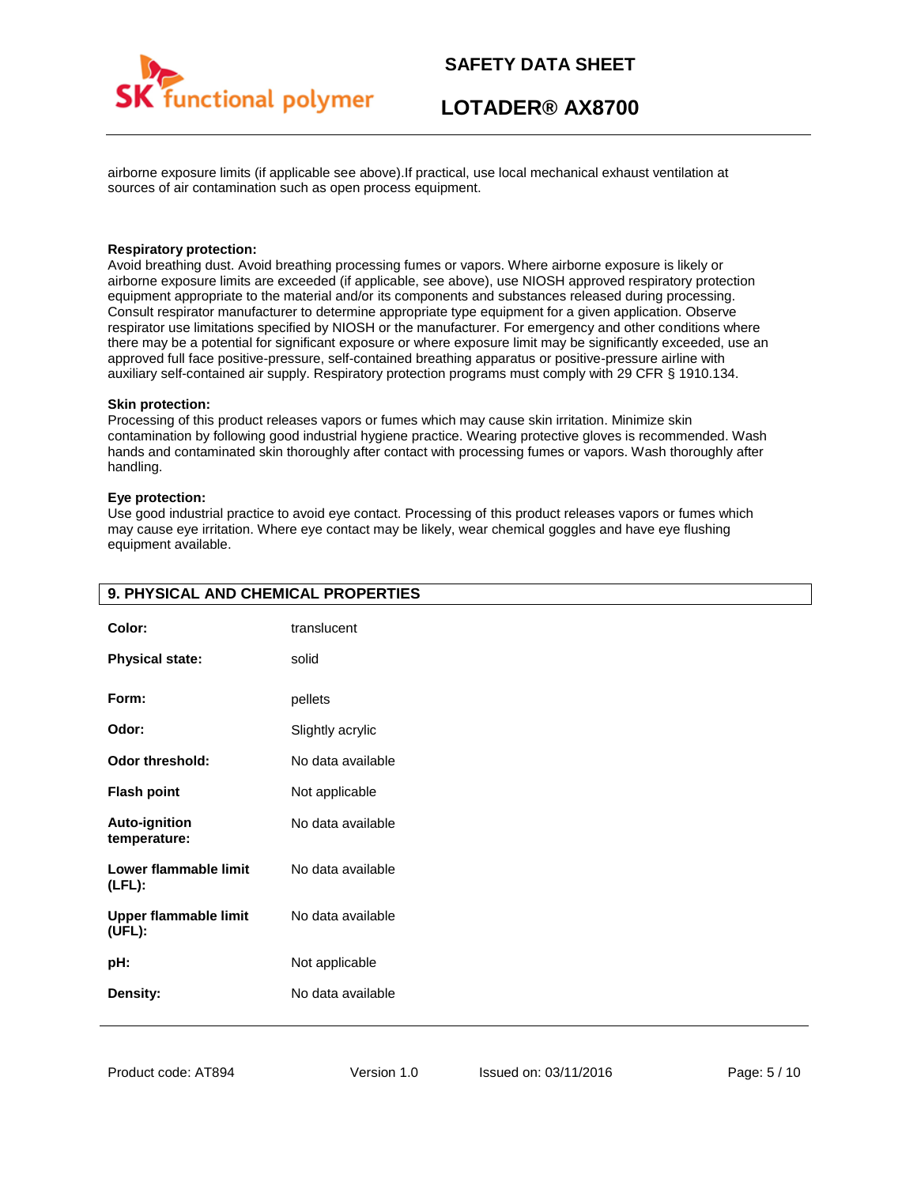airborne exposure limits (if applicable see above).If practical, use local mechanical exhaust ventilation at sources of air contamination such as open process equipment.

**Respiratory protection:**
Avoid breathing dust. Avoid breathing processing fumes or vapors. Where airborne exposure is likely or airborne exposure limits are exceeded (if applicable, see above), use NIOSH approved respiratory protection equipment appropriate to the material and/or its components and substances released during processing. Consult respirator manufacturer to determine appropriate type equipment for a given application. Observe respirator use limitations specified by NIOSH or the manufacturer. For emergency and other conditions where there may be a potential for significant exposure or where exposure limit may be significantly exceeded, use an approved full face positive-pressure, self-contained breathing apparatus or positive-pressure airline with auxiliary self-contained air supply. Respiratory protection programs must comply with 29 CFR § 1910.134.

**Skin protection:**
Processing of this product releases vapors or fumes which may cause skin irritation. Minimize skin contamination by following good industrial hygiene practice. Wearing protective gloves is recommended. Wash hands and contaminated skin thoroughly after contact with processing fumes or vapors. Wash thoroughly after handling.

**Eye protection:**
Use good industrial practice to avoid eye contact. Processing of this product releases vapors or fumes which may cause eye irritation. Where eye contact may be likely, wear chemical goggles and have eye flushing equipment available.

## 9. PHYSICAL AND CHEMICAL PROPERTIES

| | |
|---|---|
| **Color:** | translucent |
| **Physical state:** | solid |
| **Form:** | pellets |
| **Odor:** | Slightly acrylic |
| **Odor threshold:** | No data available |
| **Flash point** | Not applicable |
| **Auto-ignition temperature:** | No data available |
| **Lower flammable limit (LFL):** | No data available |
| **Upper flammable limit (UFL):** | No data available |
| **pH:** | Not applicable |
| **Density:** | No data available |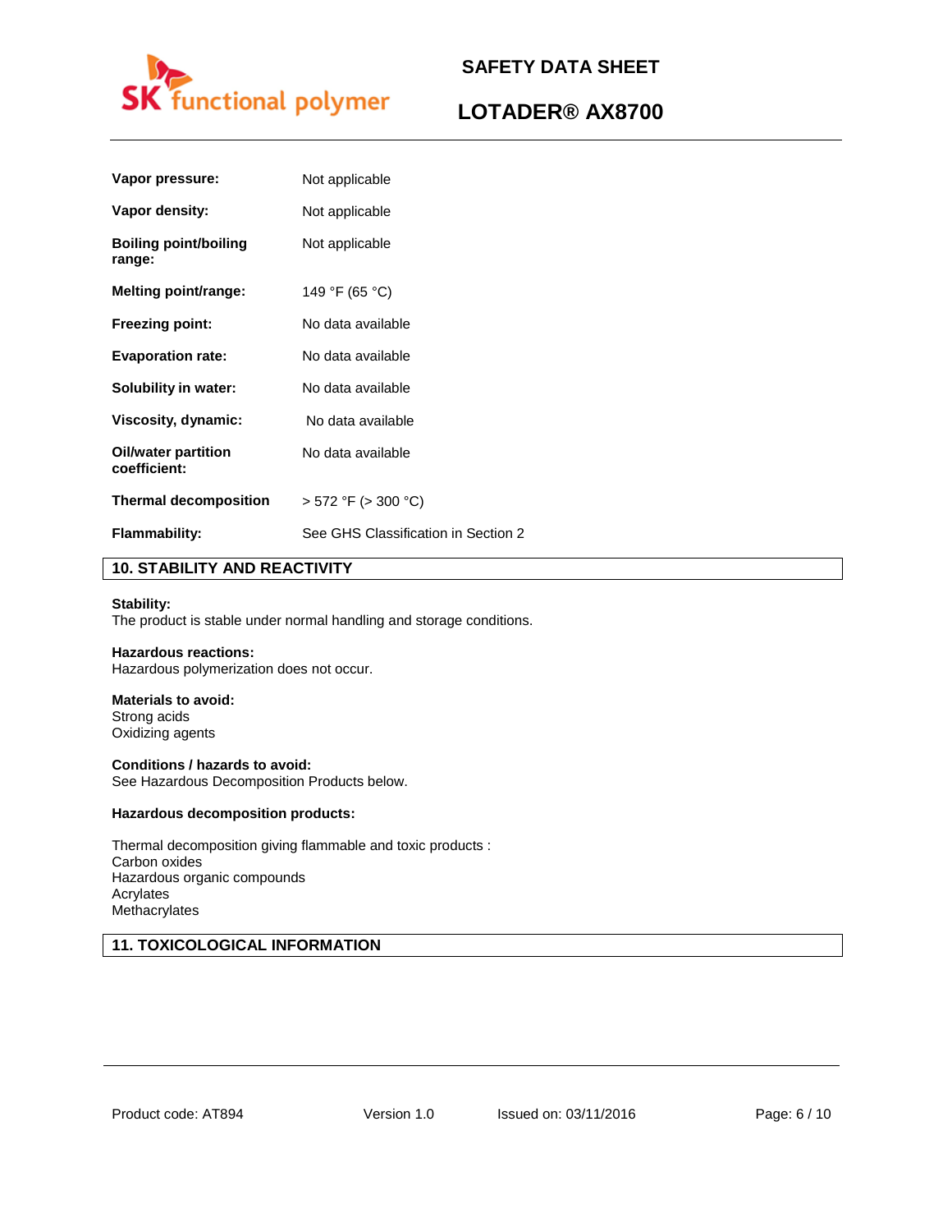| | |
|---|---|
| **Vapor pressure:** | Not applicable |
| **Vapor density:** | Not applicable |
| **Boiling point/boiling range:** | Not applicable |
| **Melting point/range:** | 149 °F (65 °C) |
| **Freezing point:** | No data available |
| **Evaporation rate:** | No data available |
| **Solubility in water:** | No data available |
| **Viscosity, dynamic:** | No data available |
| **Oil/water partition coefficient:** | No data available |
| **Thermal decomposition** | > 572 °F (> 300 °C) |
| **Flammability:** | See GHS Classification in Section 2 |

## 10. STABILITY AND REACTIVITY

**Stability:**
The product is stable under normal handling and storage conditions.

**Hazardous reactions:**
Hazardous polymerization does not occur.

**Materials to avoid:**
Strong acids
Oxidizing agents

**Conditions / hazards to avoid:**
See Hazardous Decomposition Products below.

**Hazardous decomposition products:**

Thermal decomposition giving flammable and toxic products :
Carbon oxides
Hazardous organic compounds
Acrylates
Methacrylates

## 11. TOXICOLOGICAL INFORMATION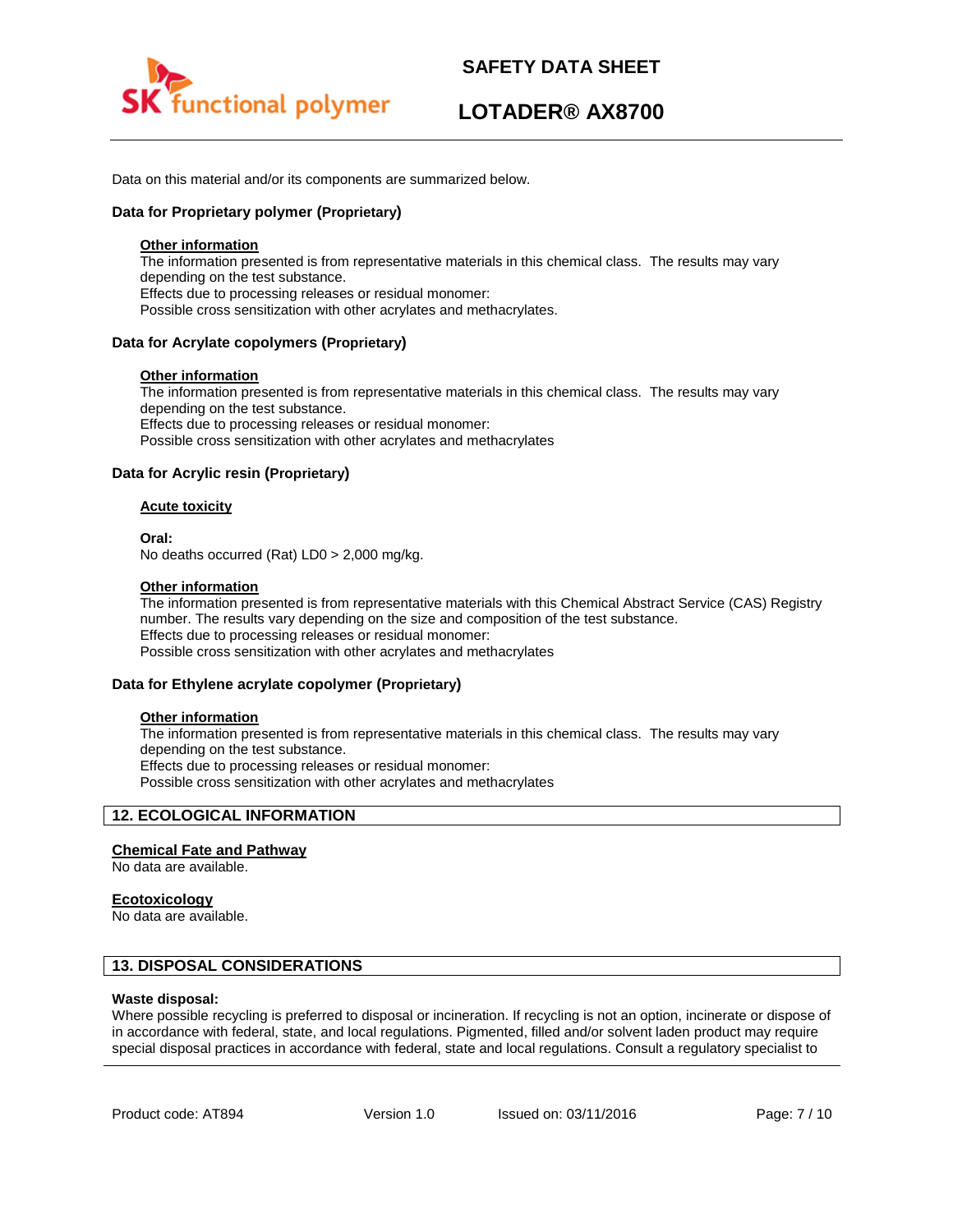Data on this material and/or its components are summarized below.

### Data for Proprietary polymer (Proprietary)

**Other information**

The information presented is from representative materials in this chemical class. The results may vary depending on the test substance.
Effects due to processing releases or residual monomer:
Possible cross sensitization with other acrylates and methacrylates.

### Data for Acrylate copolymers (Proprietary)

**Other information**

The information presented is from representative materials in this chemical class. The results may vary depending on the test substance.
Effects due to processing releases or residual monomer:
Possible cross sensitization with other acrylates and methacrylates

### Data for Acrylic resin (Proprietary)

**Acute toxicity**

**Oral:**
No deaths occurred (Rat) LD0 > 2,000 mg/kg.

**Other information**

The information presented is from representative materials with this Chemical Abstract Service (CAS) Registry number. The results vary depending on the size and composition of the test substance.
Effects due to processing releases or residual monomer:
Possible cross sensitization with other acrylates and methacrylates

### Data for Ethylene acrylate copolymer (Proprietary)

**Other information**

The information presented is from representative materials in this chemical class. The results may vary depending on the test substance.
Effects due to processing releases or residual monomer:
Possible cross sensitization with other acrylates and methacrylates

## 12. ECOLOGICAL INFORMATION

**Chemical Fate and Pathway**
No data are available.

**Ecotoxicology**
No data are available.

## 13. DISPOSAL CONSIDERATIONS

**Waste disposal:**
Where possible recycling is preferred to disposal or incineration. If recycling is not an option, incinerate or dispose of in accordance with federal, state, and local regulations. Pigmented, filled and/or solvent laden product may require special disposal practices in accordance with federal, state and local regulations. Consult a regulatory specialist to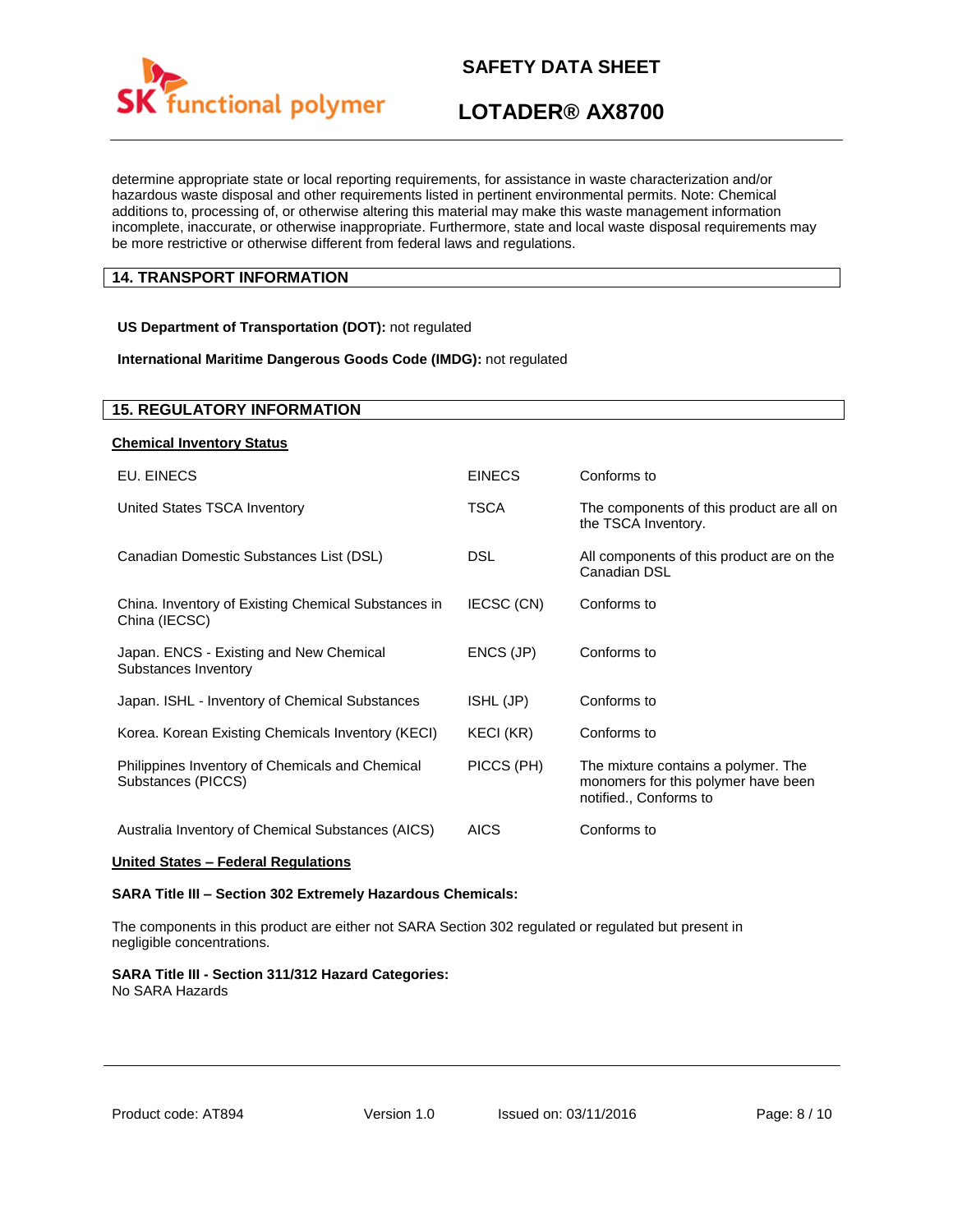determine appropriate state or local reporting requirements, for assistance in waste characterization and/or hazardous waste disposal and other requirements listed in pertinent environmental permits. Note: Chemical additions to, processing of, or otherwise altering this material may make this waste management information incomplete, inaccurate, or otherwise inappropriate. Furthermore, state and local waste disposal requirements may be more restrictive or otherwise different from federal laws and regulations.

## 14. TRANSPORT INFORMATION

**US Department of Transportation (DOT):** not regulated

**International Maritime Dangerous Goods Code (IMDG):** not regulated

## 15. REGULATORY INFORMATION

**Chemical Inventory Status**

| | | |
|---|---|---|
| EU. EINECS | EINECS | Conforms to |
| United States TSCA Inventory | TSCA | The components of this product are all on the TSCA Inventory. |
| Canadian Domestic Substances List (DSL) | DSL | All components of this product are on the Canadian DSL |
| China. Inventory of Existing Chemical Substances in China (IECSC) | IECSC (CN) | Conforms to |
| Japan. ENCS - Existing and New Chemical Substances Inventory | ENCS (JP) | Conforms to |
| Japan. ISHL - Inventory of Chemical Substances | ISHL (JP) | Conforms to |
| Korea. Korean Existing Chemicals Inventory (KECI) | KECI (KR) | Conforms to |
| Philippines Inventory of Chemicals and Chemical Substances (PICCS) | PICCS (PH) | The mixture contains a polymer. The monomers for this polymer have been notified., Conforms to |
| Australia Inventory of Chemical Substances (AICS) | AICS | Conforms to |

**United States – Federal Regulations**

**SARA Title III – Section 302 Extremely Hazardous Chemicals:**

The components in this product are either not SARA Section 302 regulated or regulated but present in negligible concentrations.

**SARA Title III - Section 311/312 Hazard Categories:**
No SARA Hazards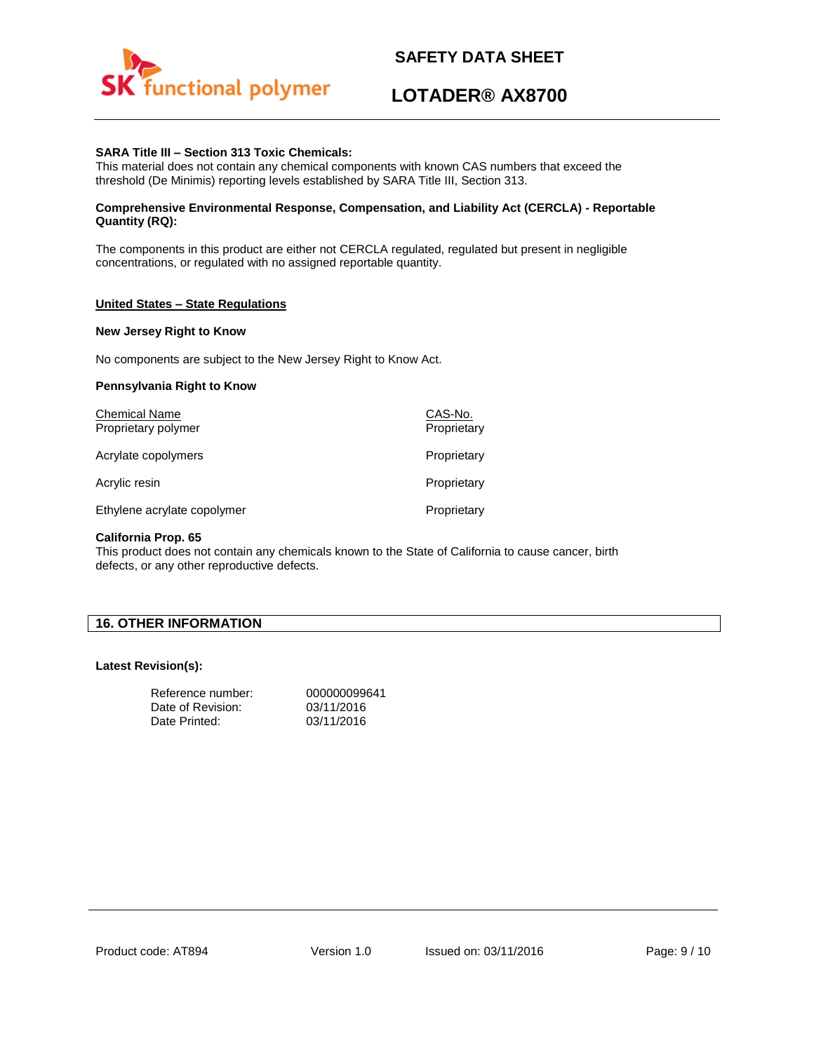**SARA Title III – Section 313 Toxic Chemicals:**
This material does not contain any chemical components with known CAS numbers that exceed the threshold (De Minimis) reporting levels established by SARA Title III, Section 313.

**Comprehensive Environmental Response, Compensation, and Liability Act (CERCLA) - Reportable Quantity (RQ):**

The components in this product are either not CERCLA regulated, regulated but present in negligible concentrations, or regulated with no assigned reportable quantity.

**United States – State Regulations**

**New Jersey Right to Know**

No components are subject to the New Jersey Right to Know Act.

**Pennsylvania Right to Know**

| Chemical Name | CAS-No. |
|---|---|
| Proprietary polymer | Proprietary |
| Acrylate copolymers | Proprietary |
| Acrylic resin | Proprietary |
| Ethylene acrylate copolymer | Proprietary |

**California Prop. 65**
This product does not contain any chemicals known to the State of California to cause cancer, birth defects, or any other reproductive defects.

## 16. OTHER INFORMATION

**Latest Revision(s):**

| | |
|---|---|
| Reference number: | 000000099641 |
| Date of Revision: | 03/11/2016 |
| Date Printed: | 03/11/2016 |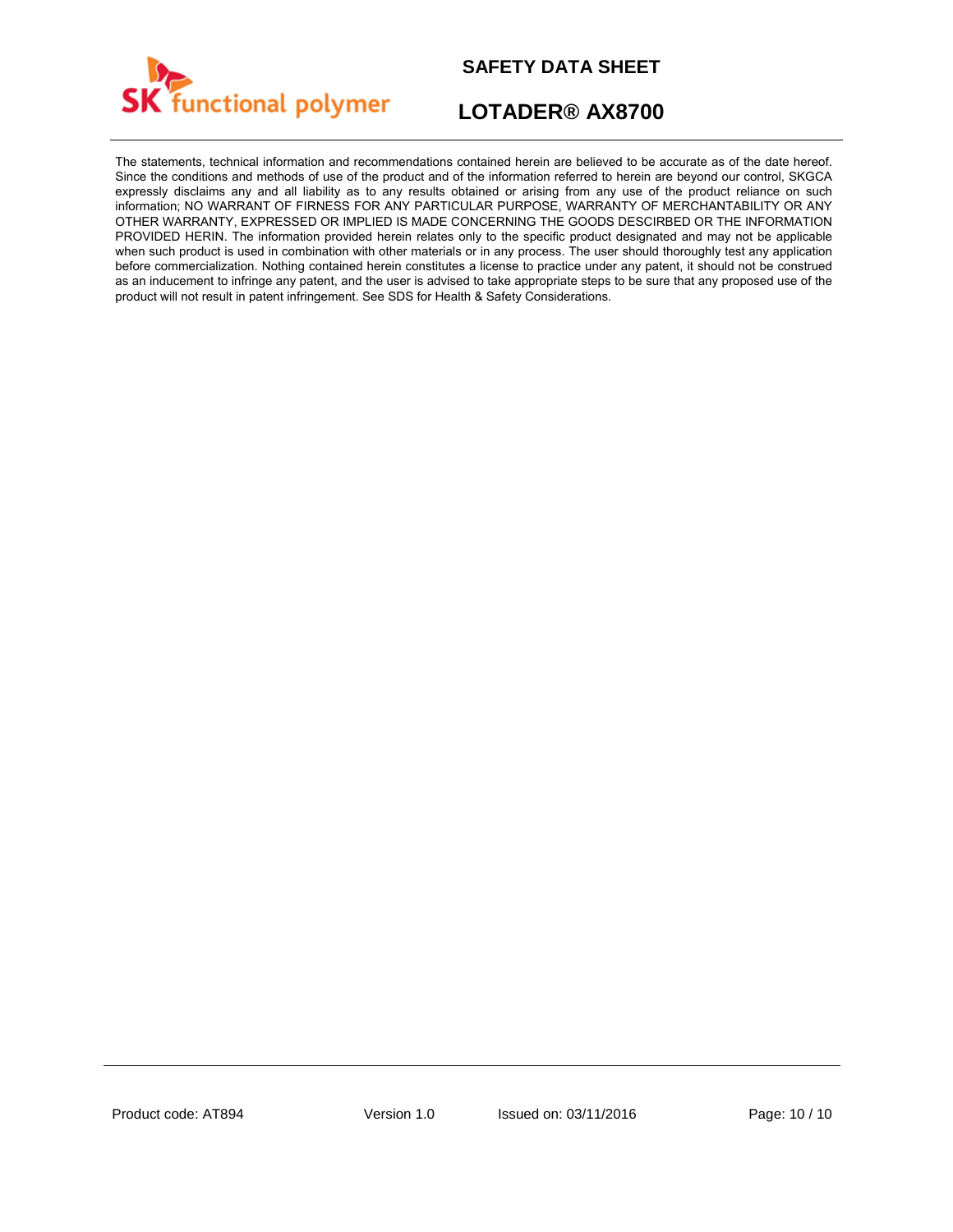The statements, technical information and recommendations contained herein are believed to be accurate as of the date hereof. Since the conditions and methods of use of the product and of the information referred to herein are beyond our control, SKGCA expressly disclaims any and all liability as to any results obtained or arising from any use of the product reliance on such information; NO WARRANT OF FIRNESS FOR ANY PARTICULAR PURPOSE, WARRANTY OF MERCHANTABILITY OR ANY OTHER WARRANTY, EXPRESSED OR IMPLIED IS MADE CONCERNING THE GOODS DESCIRBED OR THE INFORMATION PROVIDED HERIN. The information provided herein relates only to the specific product designated and may not be applicable when such product is used in combination with other materials or in any process. The user should thoroughly test any application before commercialization. Nothing contained herein constitutes a license to practice under any patent, it should not be construed as an inducement to infringe any patent, and the user is advised to take appropriate steps to be sure that any proposed use of the product will not result in patent infringement. See SDS for Health & Safety Considerations.